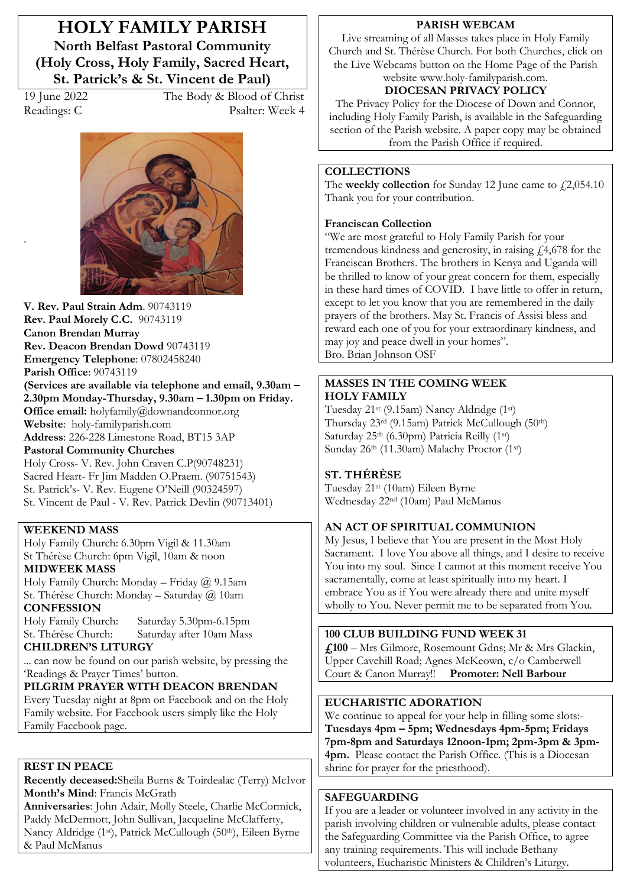# HOLY FAMILY PARISH

## North Belfast Pastoral Community (Holy Cross, Holy Family, Sacred Heart, St. Patrick's & St. Vincent de Paul)

19 June 2022 — The Body & Blood of Christ

Readings: C — Psalter: Week 4

**V. Rev. Paul Strain Adm**. 90743119
**Rev. Paul Morely C.C.** 90743119
**Canon Brendan Murray**
**Rev. Deacon Brendan Dowd** 90743119
**Emergency Telephone**: 07802458240
**Parish Office**: 90743119
**(Services are available via telephone and email, 9.30am – 2.30pm Monday-Thursday, 9.30am – 1.30pm on Friday.**
**Office email:** holyfamily@downandconnor.org
**Website**: holy-familyparish.com
**Address**: 226-228 Limestone Road, BT15 3AP
**Pastoral Community Churches**
Holy Cross- V. Rev. John Craven C.P(90748231)
Sacred Heart- Fr Jim Madden O.Praem. (90751543)
St. Patrick's- V. Rev. Eugene O'Neill (90324597)
St. Vincent de Paul - V. Rev. Patrick Devlin (90713401)

### WEEKEND MASS
Holy Family Church: 6.30pm Vigil & 11.30am
St Thérèse Church: 6pm Vigil, 10am & noon

### MIDWEEK MASS
Holy Family Church: Monday – Friday @ 9.15am
St. Thérèse Church: Monday – Saturday @ 10am

### CONFESSION
Holy Family Church: Saturday 5.30pm-6.15pm
St. Thérèse Church: Saturday after 10am Mass

### CHILDREN'S LITURGY
... can now be found on our parish website, by pressing the 'Readings & Prayer Times' button.

### PILGRIM PRAYER WITH DEACON BRENDAN
Every Tuesday night at 8pm on Facebook and on the Holy Family website. For Facebook users simply like the Holy Family Facebook page.

### REST IN PEACE
**Recently deceased:**Sheila Burns & Toirdealac (Terry) McIvor
**Month's Mind**: Francis McGrath
**Anniversaries**: John Adair, Molly Steele, Charlie McCormick, Paddy McDermott, John Sullivan, Jacqueline McClafferty, Nancy Aldridge (1st), Patrick McCullough (50th), Eileen Byrne & Paul McManus

### PARISH WEBCAM
Live streaming of all Masses takes place in Holy Family Church and St. Thérèse Church. For both Churches, click on the Live Webcams button on the Home Page of the Parish website www.holy-familyparish.com.

### DIOCESAN PRIVACY POLICY
The Privacy Policy for the Diocese of Down and Connor, including Holy Family Parish, is available in the Safeguarding section of the Parish website. A paper copy may be obtained from the Parish Office if required.

### COLLECTIONS
The **weekly collection** for Sunday 12 June came to £2,054.10 Thank you for your contribution.

**Franciscan Collection**
"We are most grateful to Holy Family Parish for your tremendous kindness and generosity, in raising £4,678 for the Franciscan Brothers. The brothers in Kenya and Uganda will be thrilled to know of your great concern for them, especially in these hard times of COVID. I have little to offer in return, except to let you know that you are remembered in the daily prayers of the brothers. May St. Francis of Assisi bless and reward each one of you for your extraordinary kindness, and may joy and peace dwell in your homes".
Bro. Brian Johnson OSF

### MASSES IN THE COMING WEEK
**HOLY FAMILY**
Tuesday 21st (9.15am) Nancy Aldridge (1st)
Thursday 23rd (9.15am) Patrick McCullough (50th)
Saturday 25th (6.30pm) Patricia Reilly (1st)
Sunday 26th (11.30am) Malachy Proctor (1st)

**ST. THÉRÈSE**
Tuesday 21st (10am) Eileen Byrne
Wednesday 22nd (10am) Paul McManus

### AN ACT OF SPIRITUAL COMMUNION
My Jesus, I believe that You are present in the Most Holy Sacrament. I love You above all things, and I desire to receive You into my soul. Since I cannot at this moment receive You sacramentally, come at least spiritually into my heart. I embrace You as if You were already there and unite myself wholly to You. Never permit me to be separated from You.

### 100 CLUB BUILDING FUND WEEK 31
**£100** – Mrs Gilmore, Rosemount Gdns; Mr & Mrs Glackin, Upper Cavehill Road; Agnes McKeown, c/o Camberwell Court & Canon Murray!! **Promoter: Nell Barbour**

### EUCHARISTIC ADORATION
We continue to appeal for your help in filling some slots:- **Tuesdays 4pm – 5pm; Wednesdays 4pm-5pm; Fridays 7pm-8pm and Saturdays 12noon-1pm; 2pm-3pm & 3pm-4pm.** Please contact the Parish Office. (This is a Diocesan shrine for prayer for the priesthood).

### SAFEGUARDING
If you are a leader or volunteer involved in any activity in the parish involving children or vulnerable adults, please contact the Safeguarding Committee via the Parish Office, to agree any training requirements. This will include Bethany volunteers, Eucharistic Ministers & Children's Liturgy.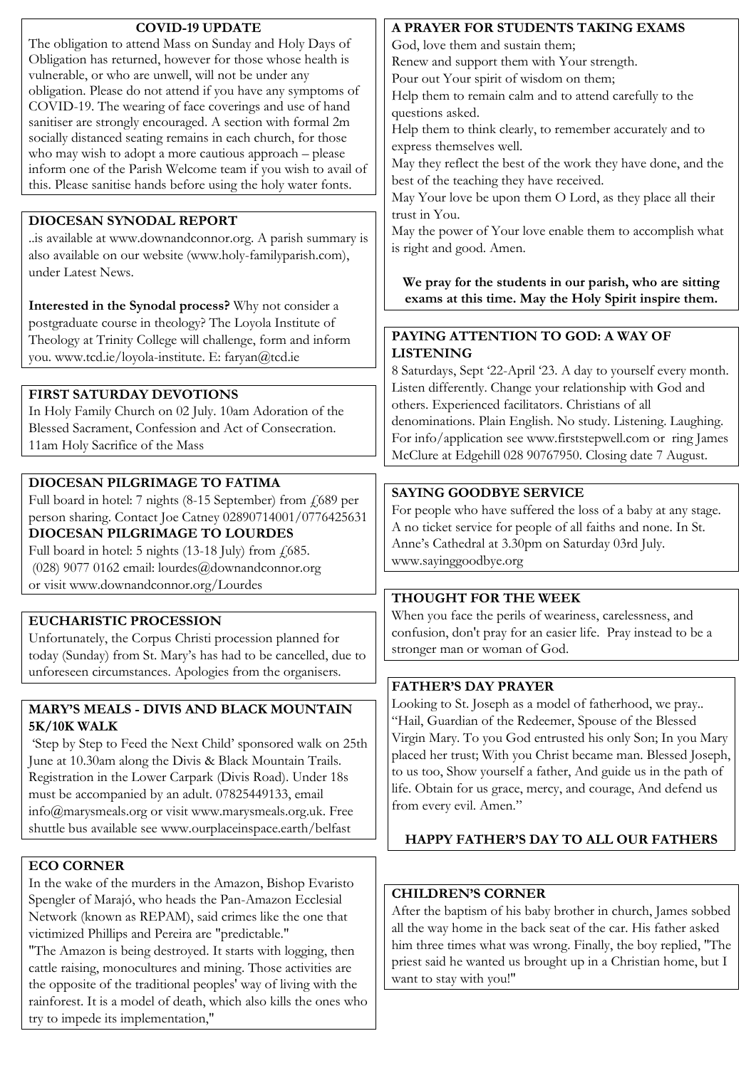## COVID-19 UPDATE

The obligation to attend Mass on Sunday and Holy Days of Obligation has returned, however for those whose health is vulnerable, or who are unwell, will not be under any obligation. Please do not attend if you have any symptoms of COVID-19. The wearing of face coverings and use of hand sanitiser are strongly encouraged. A section with formal 2m socially distanced seating remains in each church, for those who may wish to adopt a more cautious approach – please inform one of the Parish Welcome team if you wish to avail of this. Please sanitise hands before using the holy water fonts.

## DIOCESAN SYNODAL REPORT

..is available at www.downandconnor.org. A parish summary is also available on our website (www.holy-familyparish.com), under Latest News.

**Interested in the Synodal process?** Why not consider a postgraduate course in theology? The Loyola Institute of Theology at Trinity College will challenge, form and inform you. www.tcd.ie/loyola-institute. E: faryan@tcd.ie

## FIRST SATURDAY DEVOTIONS

In Holy Family Church on 02 July. 10am Adoration of the Blessed Sacrament, Confession and Act of Consecration. 11am Holy Sacrifice of the Mass

## DIOCESAN PILGRIMAGE TO FATIMA

Full board in hotel: 7 nights (8-15 September) from £689 per person sharing. Contact Joe Catney 02890714001/0776425631

## DIOCESAN PILGRIMAGE TO LOURDES

Full board in hotel: 5 nights (13-18 July) from £685. (028) 9077 0162 email: lourdes@downandconnor.org or visit www.downandconnor.org/Lourdes

## EUCHARISTIC PROCESSION

Unfortunately, the Corpus Christi procession planned for today (Sunday) from St. Mary's has had to be cancelled, due to unforeseen circumstances. Apologies from the organisers.

## MARY'S MEALS - DIVIS AND BLACK MOUNTAIN 5K/10K WALK

'Step by Step to Feed the Next Child' sponsored walk on 25th June at 10.30am along the Divis & Black Mountain Trails. Registration in the Lower Carpark (Divis Road). Under 18s must be accompanied by an adult. 07825449133, email info@marysmeals.org or visit www.marysmeals.org.uk. Free shuttle bus available see www.ourplaceinspace.earth/belfast

## ECO CORNER

In the wake of the murders in the Amazon, Bishop Evaristo Spengler of Marajó, who heads the Pan-Amazon Ecclesial Network (known as REPAM), said crimes like the one that victimized Phillips and Pereira are "predictable."

"The Amazon is being destroyed. It starts with logging, then cattle raising, monocultures and mining. Those activities are the opposite of the traditional peoples' way of living with the rainforest. It is a model of death, which also kills the ones who try to impede its implementation,"

## A PRAYER FOR STUDENTS TAKING EXAMS

God, love them and sustain them;
Renew and support them with Your strength.
Pour out Your spirit of wisdom on them;
Help them to remain calm and to attend carefully to the questions asked.
Help them to think clearly, to remember accurately and to express themselves well.
May they reflect the best of the work they have done, and the best of the teaching they have received.
May Your love be upon them O Lord, as they place all their trust in You.
May the power of Your love enable them to accomplish what is right and good. Amen.

**We pray for the students in our parish, who are sitting exams at this time. May the Holy Spirit inspire them.**

## PAYING ATTENTION TO GOD: A WAY OF LISTENING

8 Saturdays, Sept '22-April '23. A day to yourself every month. Listen differently. Change your relationship with God and others. Experienced facilitators. Christians of all denominations. Plain English. No study. Listening. Laughing. For info/application see www.firststepwell.com or ring James McClure at Edgehill 028 90767950. Closing date 7 August.

## SAYING GOODBYE SERVICE

For people who have suffered the loss of a baby at any stage. A no ticket service for people of all faiths and none. In St. Anne's Cathedral at 3.30pm on Saturday 03rd July. www.sayinggoodbye.org

## THOUGHT FOR THE WEEK

When you face the perils of weariness, carelessness, and confusion, don't pray for an easier life. Pray instead to be a stronger man or woman of God.

## FATHER'S DAY PRAYER

Looking to St. Joseph as a model of fatherhood, we pray.. "Hail, Guardian of the Redeemer, Spouse of the Blessed Virgin Mary. To you God entrusted his only Son; In you Mary placed her trust; With you Christ became man. Blessed Joseph, to us too, Show yourself a father, And guide us in the path of life. Obtain for us grace, mercy, and courage, And defend us from every evil. Amen."

**HAPPY FATHER'S DAY TO ALL OUR FATHERS**

## CHILDREN'S CORNER

After the baptism of his baby brother in church, James sobbed all the way home in the back seat of the car. His father asked him three times what was wrong. Finally, the boy replied, "The priest said he wanted us brought up in a Christian home, but I want to stay with you!"